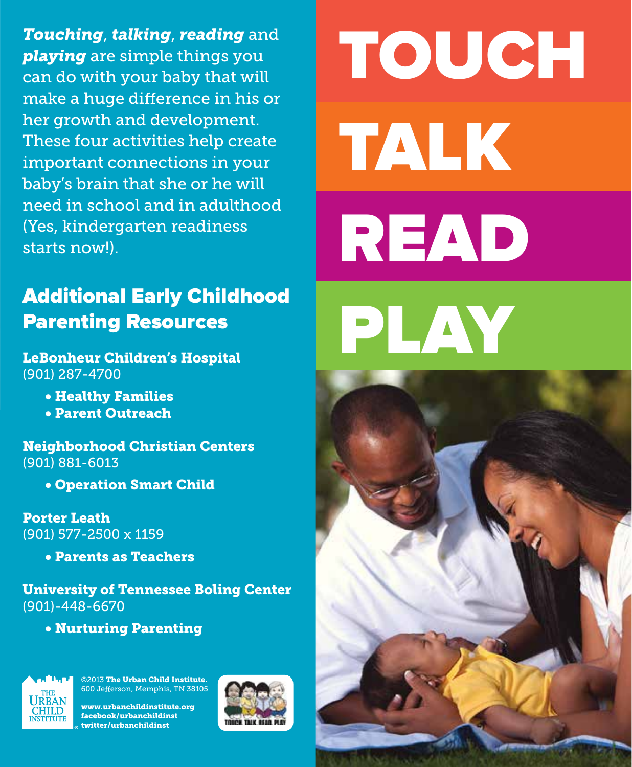***Touching***, ***talking***, ***reading*** and ***playing*** are simple things you can do with your baby that will make a huge difference in his or her growth and development. These four activities help create important connections in your baby's brain that she or he will need in school and in adulthood (Yes, kindergarten readiness starts now!).

## Additional Early Childhood Parenting Resources

**LeBonheur Children's Hospital**
(901) 287-4700

- **Healthy Families**
- **Parent Outreach**

**Neighborhood Christian Centers**
(901) 881-6013

- **Operation Smart Child**

**Porter Leath**
(901) 577-2500 x 1159

- **Parents as Teachers**

**University of Tennessee Boling Center**
(901)-448-6670

- **Nurturing Parenting**

©2013 **The Urban Child Institute.**
600 Jefferson, Memphis, TN 38105

**www.urbanchildinstitute.org**
**facebook/urbanchildinst**
**twitter/urbanchildinst**

# TOUCH
# TALK
# READ
# PLAY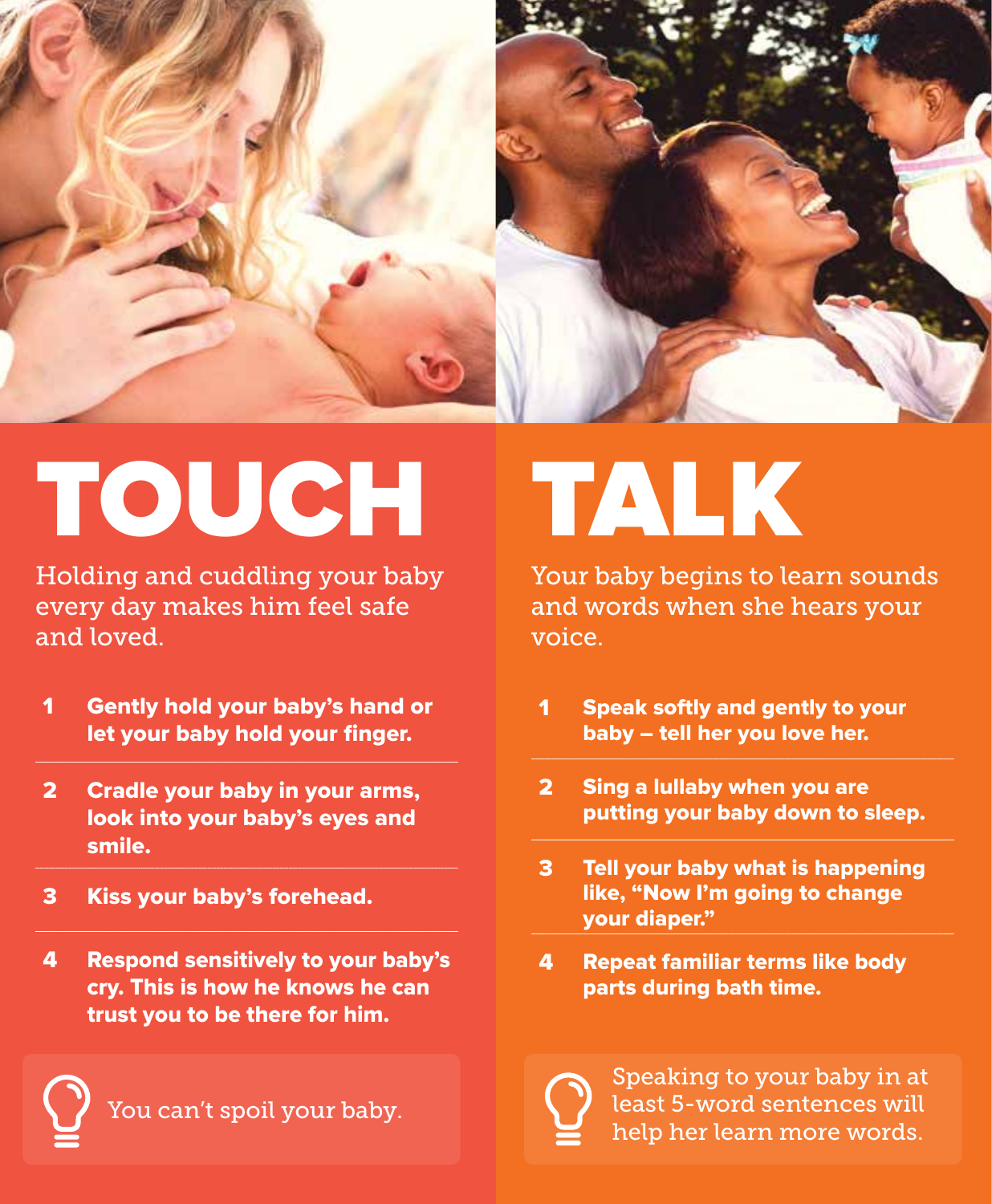# TOUCH

Holding and cuddling your baby every day makes him feel safe and loved.

1. **Gently hold your baby's hand or let your baby hold your finger.**
2. **Cradle your baby in your arms, look into your baby's eyes and smile.**
3. **Kiss your baby's forehead.**
4. **Respond sensitively to your baby's cry. This is how he knows he can trust you to be there for him.**

You can't spoil your baby.

# TALK

Your baby begins to learn sounds and words when she hears your voice.

1. **Speak softly and gently to your baby – tell her you love her.**
2. **Sing a lullaby when you are putting your baby down to sleep.**
3. **Tell your baby what is happening like, "Now I'm going to change your diaper."**
4. **Repeat familiar terms like body parts during bath time.**

Speaking to your baby in at least 5-word sentences will help her learn more words.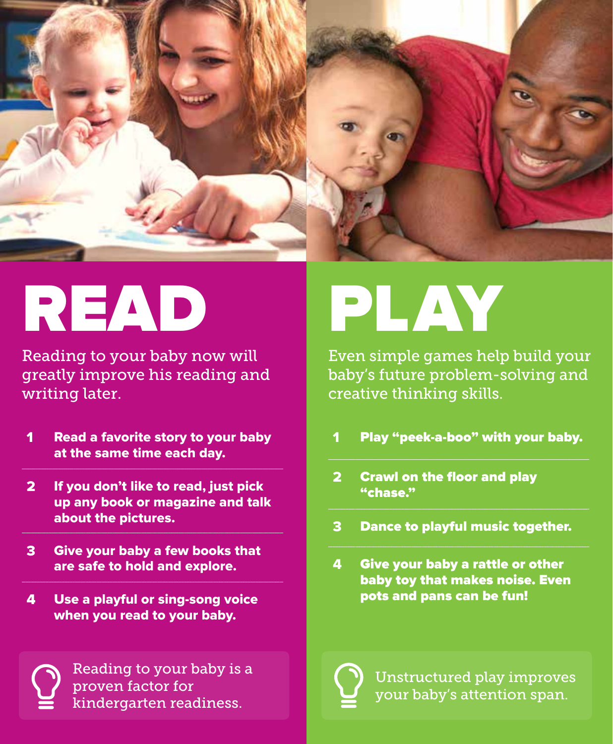# READ

Reading to your baby now will greatly improve his reading and writing later.

1. **Read a favorite story to your baby at the same time each day.**
2. **If you don't like to read, just pick up any book or magazine and talk about the pictures.**
3. **Give your baby a few books that are safe to hold and explore.**
4. **Use a playful or sing-song voice when you read to your baby.**

Reading to your baby is a proven factor for kindergarten readiness.

# PLAY

Even simple games help build your baby's future problem-solving and creative thinking skills.

1. **Play "peek-a-boo" with your baby.**
2. **Crawl on the floor and play "chase."**
3. **Dance to playful music together.**
4. **Give your baby a rattle or other baby toy that makes noise. Even pots and pans can be fun!**

Unstructured play improves your baby's attention span.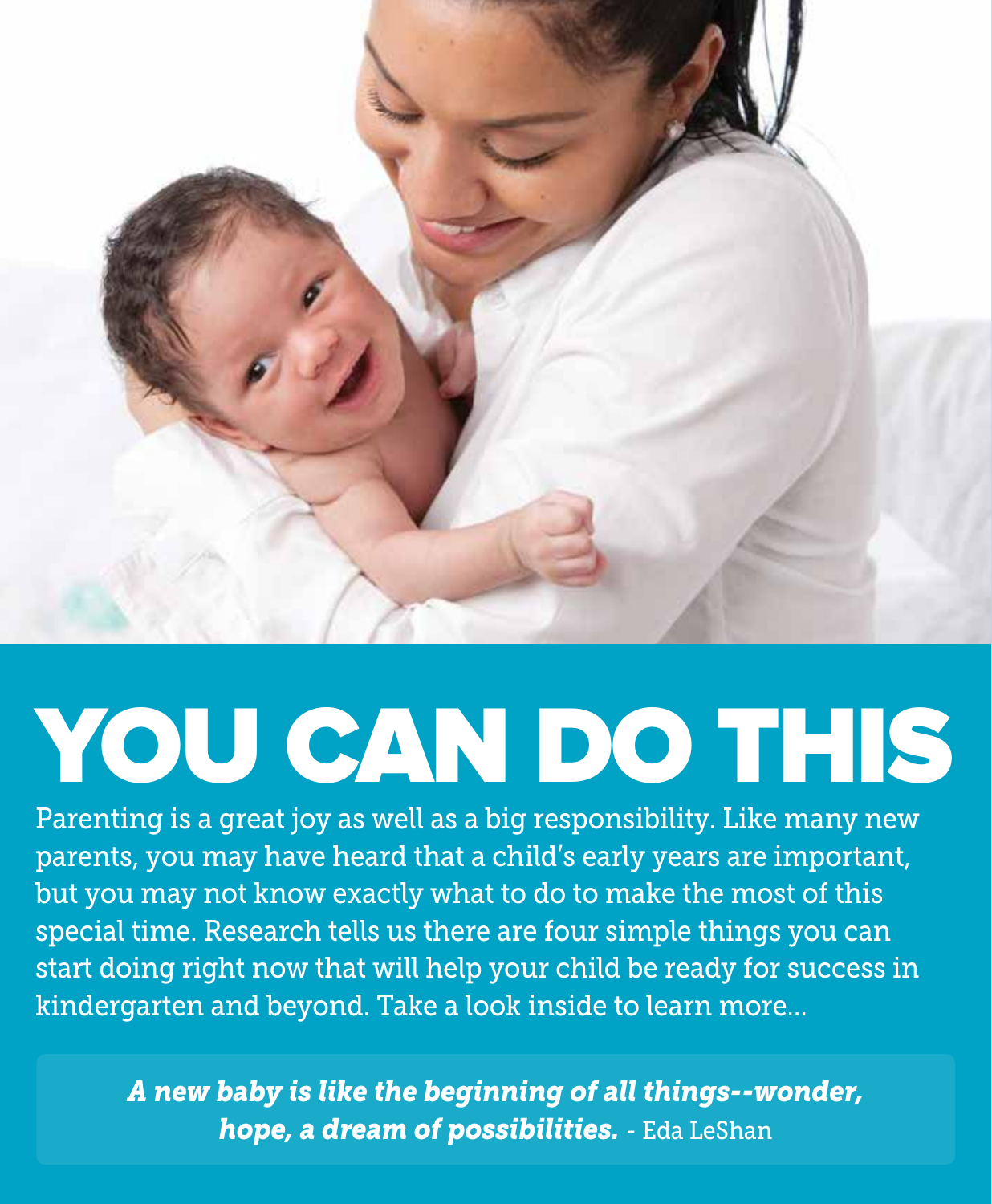# YOU CAN DO THIS

Parenting is a great joy as well as a big responsibility. Like many new parents, you may have heard that a child's early years are important, but you may not know exactly what to do to make the most of this special time. Research tells us there are four simple things you can start doing right now that will help your child be ready for success in kindergarten and beyond. Take a look inside to learn more...

> ***A new baby is like the beginning of all things--wonder, hope, a dream of possibilities.*** - Eda LeShan